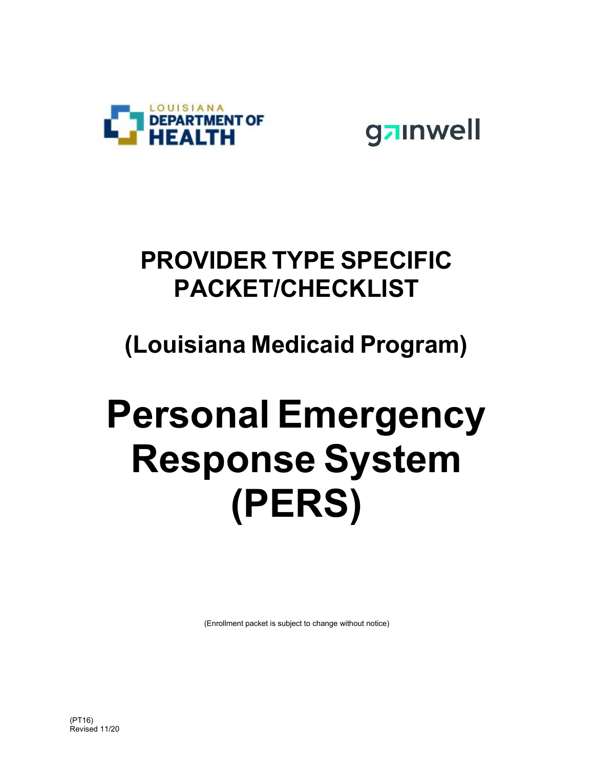LOUISIANA DEPARTMENT OF HEALTH

gainwell

# PROVIDER TYPE SPECIFIC PACKET/CHECKLIST

## (Louisiana Medicaid Program)

# Personal Emergency Response System (PERS)

(Enrollment packet is subject to change without notice)

(PT16)
Revised 11/20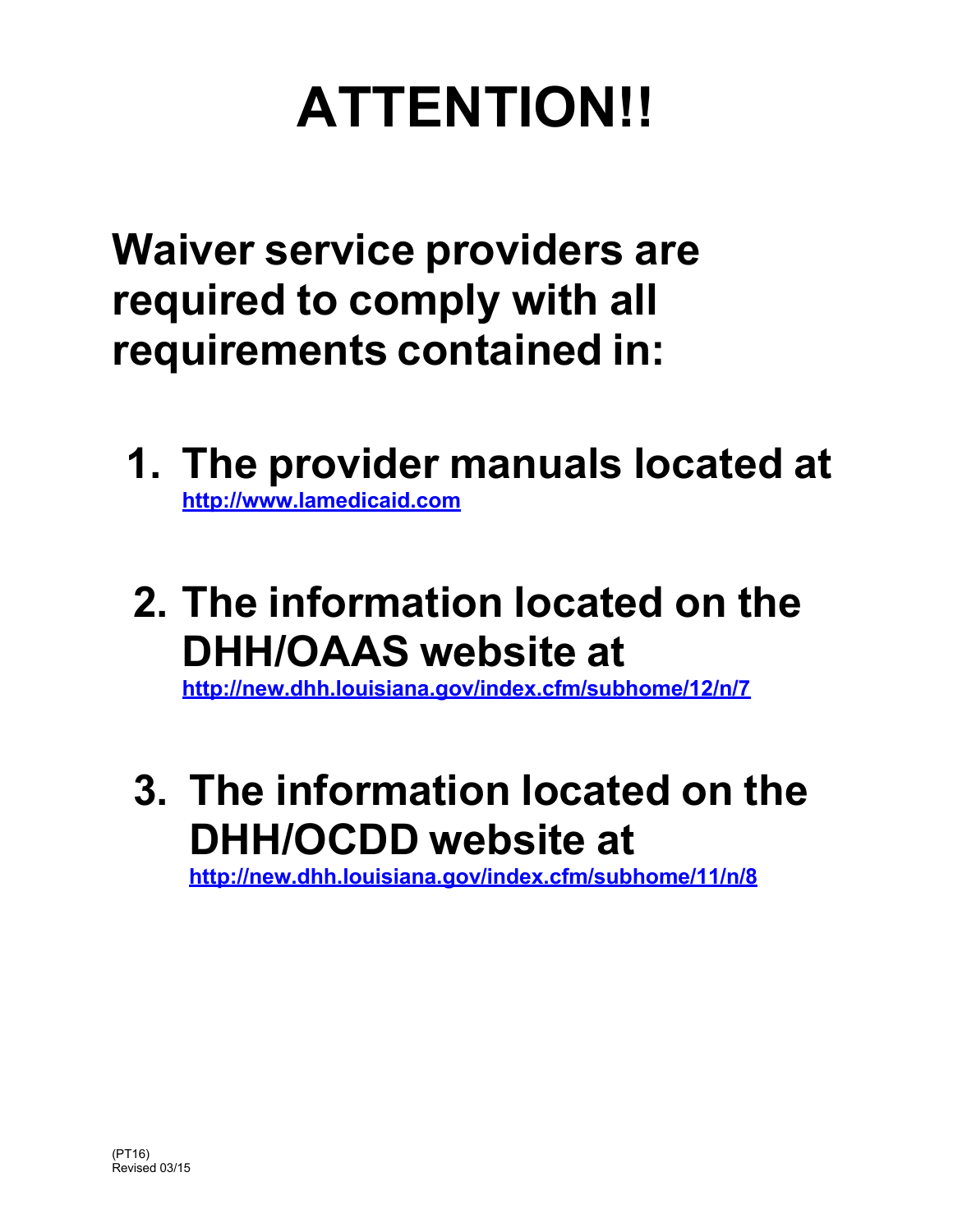# ATTENTION!!

**Waiver service providers are required to comply with all requirements contained in:**

1. **The provider manuals located at** [http://www.lamedicaid.com](http://www.lamedicaid.com)

2. **The information located on the DHH/OAAS website at** [http://new.dhh.louisiana.gov/index.cfm/subhome/12/n/7](http://new.dhh.louisiana.gov/index.cfm/subhome/12/n/7)

3. **The information located on the DHH/OCDD website at** [http://new.dhh.louisiana.gov/index.cfm/subhome/11/n/8](http://new.dhh.louisiana.gov/index.cfm/subhome/11/n/8)

(PT16)
Revised 03/15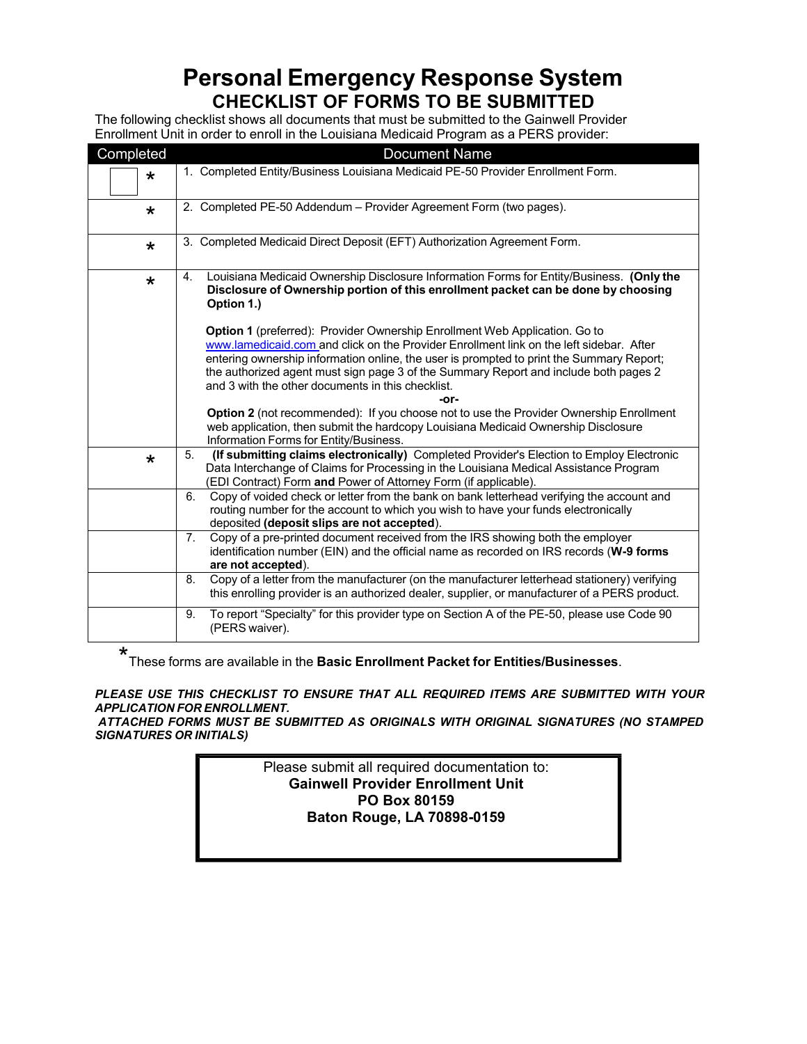# Personal Emergency Response System

## CHECKLIST OF FORMS TO BE SUBMITTED

The following checklist shows all documents that must be submitted to the Gainwell Provider Enrollment Unit in order to enroll in the Louisiana Medicaid Program as a PERS provider:

| Completed | Document Name |
| --- | --- |
| ☐ * | 1. Completed Entity/Business Louisiana Medicaid PE-50 Provider Enrollment Form. |
| * | 2. Completed PE-50 Addendum – Provider Agreement Form (two pages). |
| * | 3. Completed Medicaid Direct Deposit (EFT) Authorization Agreement Form. |
| * | 4. Louisiana Medicaid Ownership Disclosure Information Forms for Entity/Business. **(Only the Disclosure of Ownership portion of this enrollment packet can be done by choosing Option 1.)**<br><br>**Option 1** (preferred): Provider Ownership Enrollment Web Application. Go to www.lamedicaid.com and click on the Provider Enrollment link on the left sidebar. After entering ownership information online, the user is prompted to print the Summary Report; the authorized agent must sign page 3 of the Summary Report and include both pages 2 and 3 with the other documents in this checklist.<br>**-or-**<br>**Option 2** (not recommended): If you choose not to use the Provider Ownership Enrollment web application, then submit the hardcopy Louisiana Medicaid Ownership Disclosure Information Forms for Entity/Business. |
| * | 5. **(If submitting claims electronically)** Completed Provider's Election to Employ Electronic Data Interchange of Claims for Processing in the Louisiana Medical Assistance Program (EDI Contract) Form **and** Power of Attorney Form (if applicable). |
| | 6. Copy of voided check or letter from the bank on bank letterhead verifying the account and routing number for the account to which you wish to have your funds electronically deposited **(deposit slips are not accepted)**. |
| | 7. Copy of a pre-printed document received from the IRS showing both the employer identification number (EIN) and the official name as recorded on IRS records (**W-9 forms are not accepted**). |
| | 8. Copy of a letter from the manufacturer (on the manufacturer letterhead stationery) verifying this enrolling provider is an authorized dealer, supplier, or manufacturer of a PERS product. |
| | 9. To report "Specialty" for this provider type on Section A of the PE-50, please use Code 90 (PERS waiver). |

*These forms are available in the **Basic Enrollment Packet for Entities/Businesses**.

***PLEASE USE THIS CHECKLIST TO ENSURE THAT ALL REQUIRED ITEMS ARE SUBMITTED WITH YOUR APPLICATION FOR ENROLLMENT.***

***ATTACHED FORMS MUST BE SUBMITTED AS ORIGINALS WITH ORIGINAL SIGNATURES (NO STAMPED SIGNATURES OR INITIALS)***

Please submit all required documentation to:
**Gainwell Provider Enrollment Unit**
**PO Box 80159**
**Baton Rouge, LA 70898-0159**